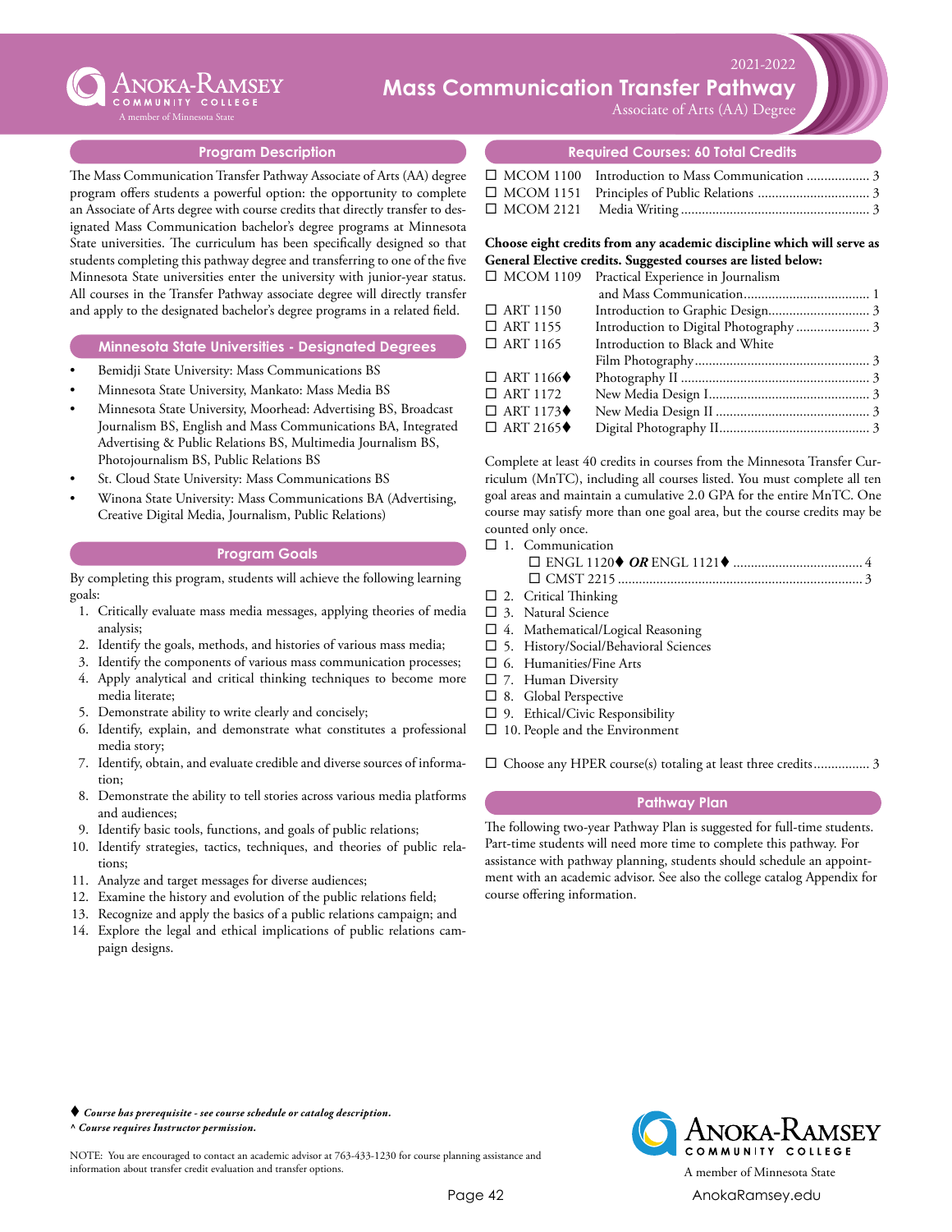# Mass Communication Transfer Pathway

2021-2022

Associate of Arts (AA) Degree

Anoka-Ramsey Community College — A member of Minnesota State

## Program Description

The Mass Communication Transfer Pathway Associate of Arts (AA) degree program offers students a powerful option: the opportunity to complete an Associate of Arts degree with course credits that directly transfer to designated Mass Communication bachelor's degree programs at Minnesota State universities. The curriculum has been specifically designed so that students completing this pathway degree and transferring to one of the five Minnesota State universities enter the university with junior-year status. All courses in the Transfer Pathway associate degree will directly transfer and apply to the designated bachelor's degree programs in a related field.

## Minnesota State Universities - Designated Degrees

- Bemidji State University: Mass Communications BS
- Minnesota State University, Mankato: Mass Media BS
- Minnesota State University, Moorhead: Advertising BS, Broadcast Journalism BS, English and Mass Communications BA, Integrated Advertising & Public Relations BS, Multimedia Journalism BS, Photojournalism BS, Public Relations BS
- St. Cloud State University: Mass Communications BS
- Winona State University: Mass Communications BA (Advertising, Creative Digital Media, Journalism, Public Relations)

## Program Goals

By completing this program, students will achieve the following learning goals:

1. Critically evaluate mass media messages, applying theories of media analysis;
2. Identify the goals, methods, and histories of various mass media;
3. Identify the components of various mass communication processes;
4. Apply analytical and critical thinking techniques to become more media literate;
5. Demonstrate ability to write clearly and concisely;
6. Identify, explain, and demonstrate what constitutes a professional media story;
7. Identify, obtain, and evaluate credible and diverse sources of information;
8. Demonstrate the ability to tell stories across various media platforms and audiences;
9. Identify basic tools, functions, and goals of public relations;
10. Identify strategies, tactics, techniques, and theories of public relations;
11. Analyze and target messages for diverse audiences;
12. Examine the history and evolution of the public relations field;
13. Recognize and apply the basics of a public relations campaign; and
14. Explore the legal and ethical implications of public relations campaign designs.

## Required Courses: 60 Total Credits

- ☐ MCOM 1100 Introduction to Mass Communication .................. 3
- ☐ MCOM 1151 Principles of Public Relations ................................ 3
- ☐ MCOM 2121 Media Writing ...................................................... 3

**Choose eight credits from any academic discipline which will serve as General Elective credits. Suggested courses are listed below:**

- ☐ MCOM 1109 Practical Experience in Journalism and Mass Communication .................................... 1
- ☐ ART 1150 Introduction to Graphic Design............................. 3
- ☐ ART 1155 Introduction to Digital Photography ..................... 3
- ☐ ART 1165 Introduction to Black and White Film Photography .................................................. 3
- ☐ ART 1166♦ Photography II ...................................................... 3
- ☐ ART 1172 New Media Design I.............................................. 3
- ☐ ART 1173♦ New Media Design II ............................................ 3
- ☐ ART 2165♦ Digital Photography II........................................... 3

Complete at least 40 credits in courses from the Minnesota Transfer Curriculum (MnTC), including all courses listed. You must complete all ten goal areas and maintain a cumulative 2.0 GPA for the entire MnTC. One course may satisfy more than one goal area, but the course credits may be counted only once.

- ☐ 1. Communication
  - ☐ ENGL 1120♦ ***OR*** ENGL 1121♦ ..................................... 4
  - ☐ CMST 2215 ...................................................................... 3
- ☐ 2. Critical Thinking
- ☐ 3. Natural Science
- ☐ 4. Mathematical/Logical Reasoning
- ☐ 5. History/Social/Behavioral Sciences
- ☐ 6. Humanities/Fine Arts
- ☐ 7. Human Diversity
- ☐ 8. Global Perspective
- ☐ 9. Ethical/Civic Responsibility
- ☐ 10. People and the Environment

☐ Choose any HPER course(s) totaling at least three credits................ 3

## Pathway Plan

The following two-year Pathway Plan is suggested for full-time students. Part-time students will need more time to complete this pathway. For assistance with pathway planning, students should schedule an appointment with an academic advisor. See also the college catalog Appendix for course offering information.

♦ ***Course has prerequisite - see course schedule or catalog description.***
^ ***Course requires Instructor permission.***

NOTE: You are encouraged to contact an academic advisor at 763-433-1230 for course planning assistance and information about transfer credit evaluation and transfer options.

Anoka-Ramsey Community College — A member of Minnesota State

AnokaRamsey.edu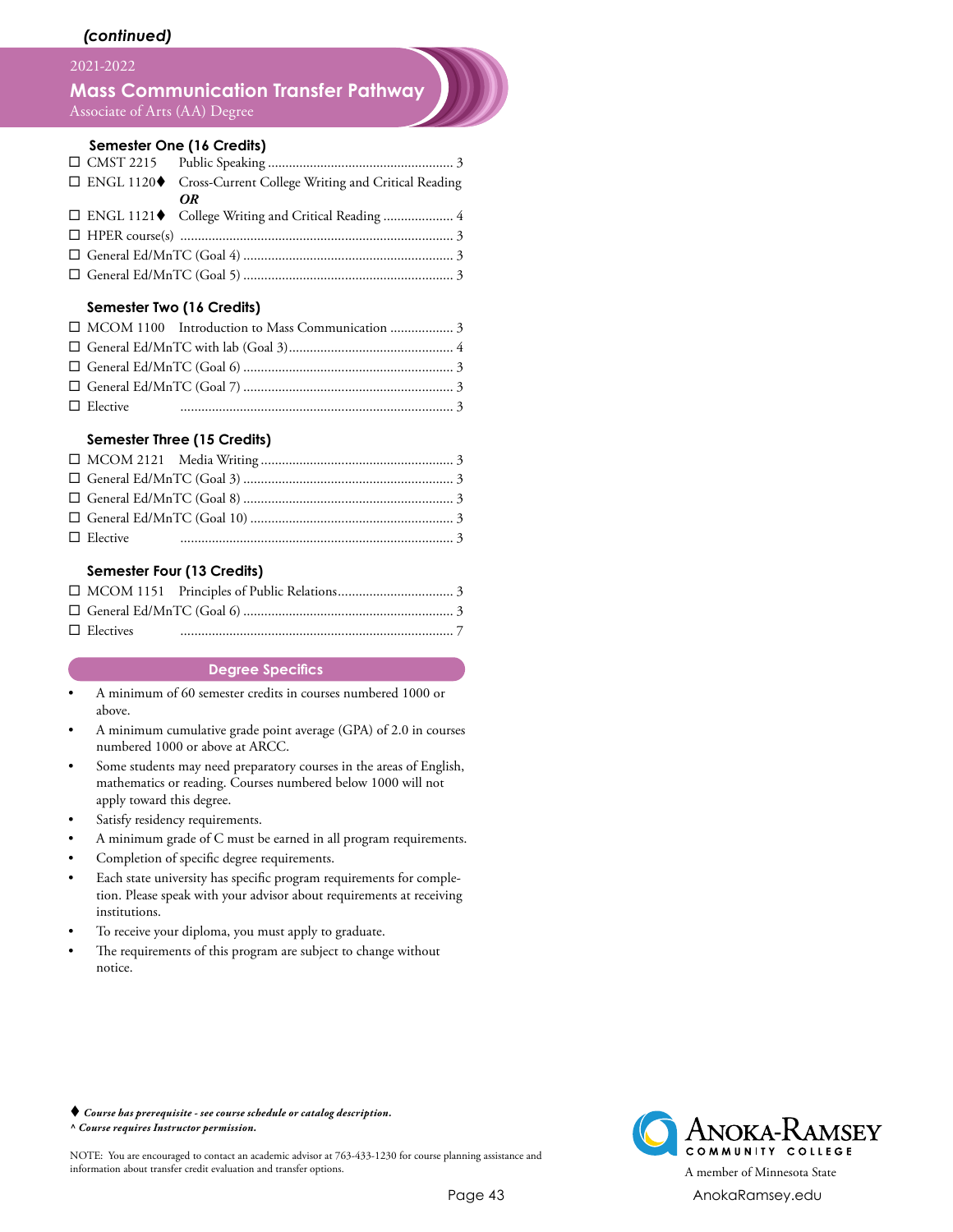*(continued)*

2021-2022

# Mass Communication Transfer Pathway

Associate of Arts (AA) Degree

### Semester One (16 Credits)

- ☐ CMST 2215 Public Speaking ........ 3
- ☐ ENGL 1120♦ Cross-Current College Writing and Critical Reading
  ***OR***
- ☐ ENGL 1121♦ College Writing and Critical Reading ........ 4
- ☐ HPER course(s) ........ 3
- ☐ General Ed/MnTC (Goal 4) ........ 3
- ☐ General Ed/MnTC (Goal 5) ........ 3

### Semester Two (16 Credits)

- ☐ MCOM 1100 Introduction to Mass Communication ........ 3
- ☐ General Ed/MnTC with lab (Goal 3) ........ 4
- ☐ General Ed/MnTC (Goal 6) ........ 3
- ☐ General Ed/MnTC (Goal 7) ........ 3
- ☐ Elective ........ 3

### Semester Three (15 Credits)

- ☐ MCOM 2121 Media Writing ........ 3
- ☐ General Ed/MnTC (Goal 3) ........ 3
- ☐ General Ed/MnTC (Goal 8) ........ 3
- ☐ General Ed/MnTC (Goal 10) ........ 3
- ☐ Elective ........ 3

### Semester Four (13 Credits)

- ☐ MCOM 1151 Principles of Public Relations ........ 3
- ☐ General Ed/MnTC (Goal 6) ........ 3
- ☐ Electives ........ 7

## Degree Specifics

- A minimum of 60 semester credits in courses numbered 1000 or above.
- A minimum cumulative grade point average (GPA) of 2.0 in courses numbered 1000 or above at ARCC.
- Some students may need preparatory courses in the areas of English, mathematics or reading. Courses numbered below 1000 will not apply toward this degree.
- Satisfy residency requirements.
- A minimum grade of C must be earned in all program requirements.
- Completion of specific degree requirements.
- Each state university has specific program requirements for completion. Please speak with your advisor about requirements at receiving institutions.
- To receive your diploma, you must apply to graduate.
- The requirements of this program are subject to change without notice.

♦ ***Course has prerequisite - see course schedule or catalog description.***
^ ***Course requires Instructor permission.***

NOTE: You are encouraged to contact an academic advisor at 763-433-1230 for course planning assistance and information about transfer credit evaluation and transfer options.

Anoka-Ramsey Community College
A member of Minnesota State
AnokaRamsey.edu